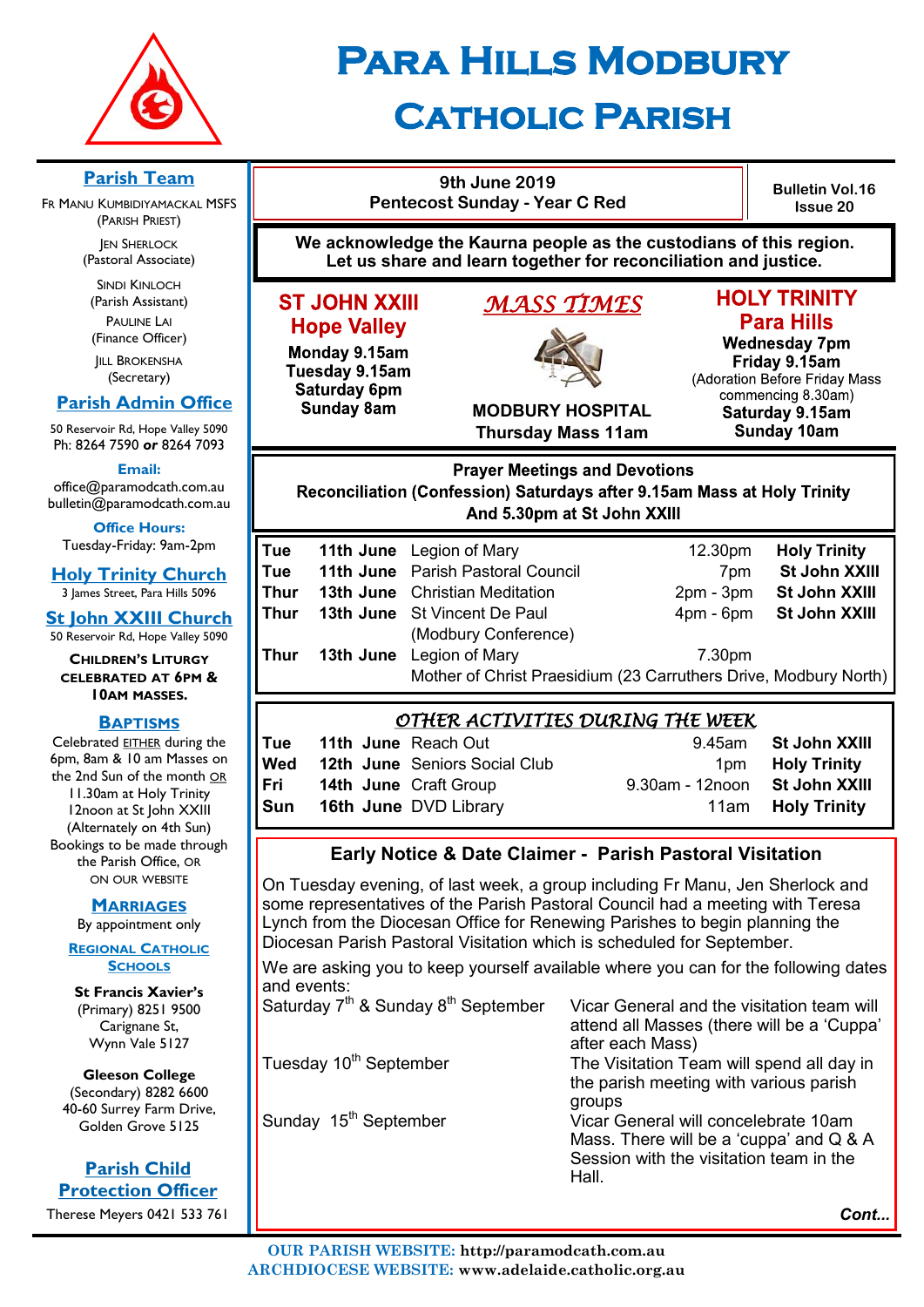# Para Hills Modbury Catholic Parish

**9th June 2019**
**Pentecost Sunday - Year C Red**

**Bulletin Vol.16 Issue 20**

**We acknowledge the Kaurna people as the custodians of this region. Let us share and learn together for reconciliation and justice.**

## *MASS TIMES*

### ST JOHN XXIII Hope Valley

**Monday 9.15am**
**Tuesday 9.15am**
**Saturday 6pm**
**Sunday 8am**

### MODBURY HOSPITAL

**Thursday Mass 11am**

### HOLY TRINITY Para Hills

**Wednesday 7pm**
**Friday 9.15am**
(Adoration Before Friday Mass commencing 8.30am)
**Saturday 9.15am**
**Sunday 10am**

## Prayer Meetings and Devotions

**Reconciliation (Confession) Saturdays after 9.15am Mass at Holy Trinity And 5.30pm at St John XXIII**

| | | | | |
|---|---|---|---|---|
| **Tue** | **11th June** | Legion of Mary | 12.30pm | **Holy Trinity** |
| **Tue** | **11th June** | Parish Pastoral Council | 7pm | **St John XXIII** |
| **Thur** | **13th June** | Christian Meditation | 2pm - 3pm | **St John XXIII** |
| **Thur** | **13th June** | St Vincent De Paul (Modbury Conference) | 4pm - 6pm | **St John XXIII** |
| **Thur** | **13th June** | Legion of Mary — Mother of Christ Praesidium (23 Carruthers Drive, Modbury North) | 7.30pm | |

## *OTHER ACTIVITIES DURING THE WEEK*

| | | | | |
|---|---|---|---|---|
| **Tue** | **11th June** | Reach Out | 9.45am | **St John XXIII** |
| **Wed** | **12th June** | Seniors Social Club | 1pm | **Holy Trinity** |
| **Fri** | **14th June** | Craft Group | 9.30am - 12noon | **St John XXIII** |
| **Sun** | **16th June** | DVD Library | 11am | **Holy Trinity** |

## Early Notice & Date Claimer - Parish Pastoral Visitation

On Tuesday evening, of last week, a group including Fr Manu, Jen Sherlock and some representatives of the Parish Pastoral Council had a meeting with Teresa Lynch from the Diocesan Office for Renewing Parishes to begin planning the Diocesan Parish Pastoral Visitation which is scheduled for September.

We are asking you to keep yourself available where you can for the following dates and events:

| | |
|---|---|
| Saturday 7th & Sunday 8th September | Vicar General and the visitation team will attend all Masses (there will be a 'Cuppa' after each Mass) |
| Tuesday 10th September | The Visitation Team will spend all day in the parish meeting with various parish groups |
| Sunday 15th September | Vicar General will concelebrate 10am Mass. There will be a 'cuppa' and Q & A Session with the visitation team in the Hall. |

***Cont...***

---

## Parish Team

Fr Manu Kumbidiyamackal MSFS (Parish Priest)

Jen Sherlock (Pastoral Associate)

Sindi Kinloch (Parish Assistant)

Pauline Lai (Finance Officer)

Jill Brokensha (Secretary)

## Parish Admin Office

50 Reservoir Rd, Hope Valley 5090
Ph: 8264 7590 *or* 8264 7093

**Email:**
office@paramodcath.com.au
bulletin@paramodcath.com.au

**Office Hours:**
Tuesday-Friday: 9am-2pm

## Holy Trinity Church

3 James Street, Para Hills 5096

## St John XXIII Church

50 Reservoir Rd, Hope Valley 5090

**Children's Liturgy celebrated at 6pm & 10am Masses.**

## Baptisms

Celebrated EITHER during the 6pm, 8am & 10 am Masses on the 2nd Sun of the month OR 11.30am at Holy Trinity 12noon at St John XXIII (Alternately on 4th Sun) Bookings to be made through the Parish Office, OR ON OUR WEBSITE

## Marriages

By appointment only

## Regional Catholic Schools

**St Francis Xavier's**
(Primary) 8251 9500
Carignane St,
Wynn Vale 5127

**Gleeson College**
(Secondary) 8282 6600
40-60 Surrey Farm Drive,
Golden Grove 5125

## Parish Child Protection Officer

Therese Meyers 0421 533 761

---

**OUR PARISH WEBSITE:** http://paramodcath.com.au
**ARCHDIOCESE WEBSITE:** www.adelaide.catholic.org.au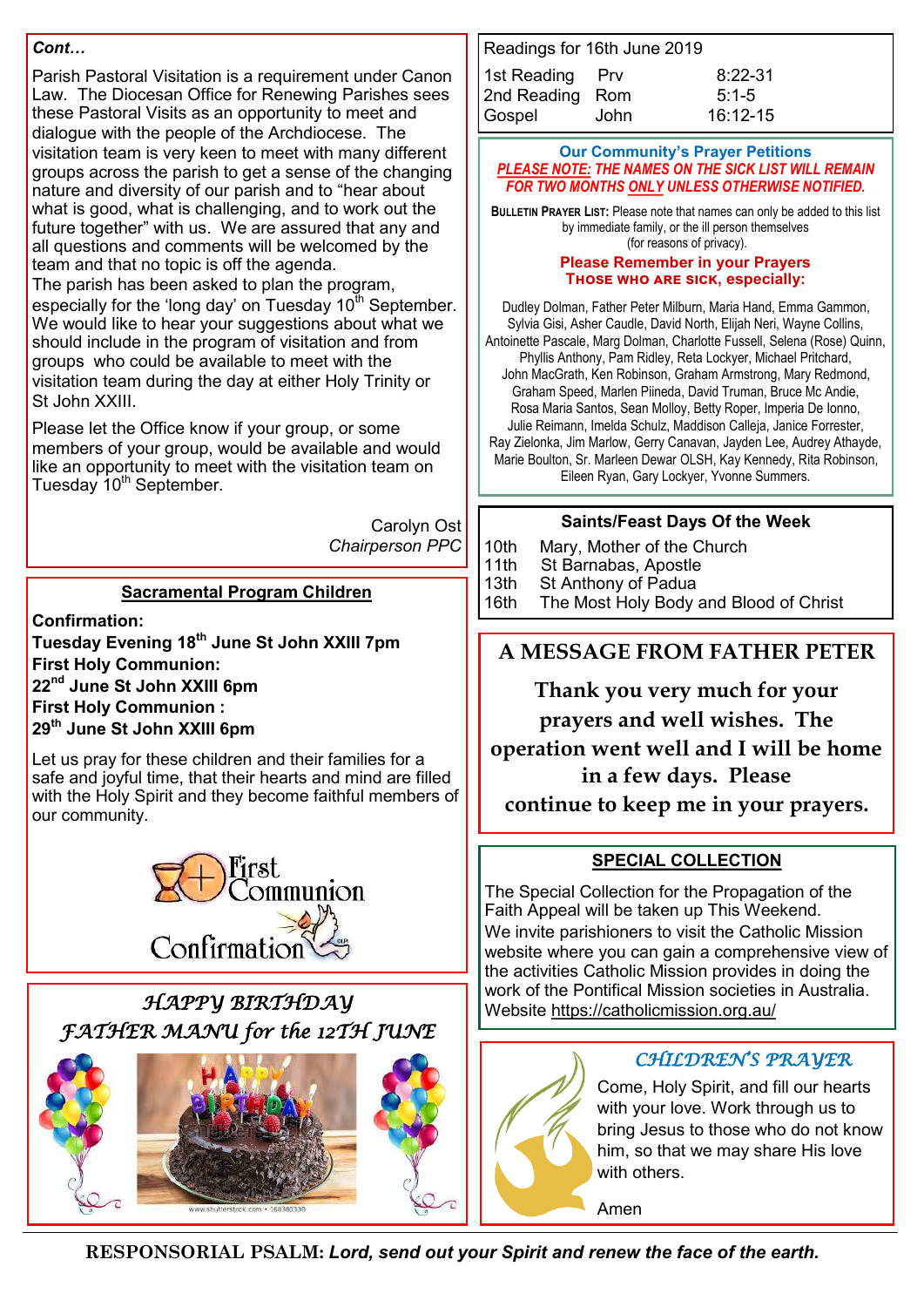*Cont…*

Parish Pastoral Visitation is a requirement under Canon Law. The Diocesan Office for Renewing Parishes sees these Pastoral Visits as an opportunity to meet and dialogue with the people of the Archdiocese. The visitation team is very keen to meet with many different groups across the parish to get a sense of the changing nature and diversity of our parish and to "hear about what is good, what is challenging, and to work out the future together" with us. We are assured that any and all questions and comments will be welcomed by the team and that no topic is off the agenda.

The parish has been asked to plan the program, especially for the 'long day' on Tuesday 10th September. We would like to hear your suggestions about what we should include in the program of visitation and from groups who could be available to meet with the visitation team during the day at either Holy Trinity or St John XXIII.

Please let the Office know if your group, or some members of your group, would be available and would like an opportunity to meet with the visitation team on Tuesday 10th September.

Carolyn Ost
*Chairperson PPC*

## Sacramental Program Children

**Confirmation:**
**Tuesday Evening 18th June St John XXIII 7pm**
**First Holy Communion:**
**22nd June St John XXIII 6pm**
**First Holy Communion :**
**29th June St John XXIII 6pm**

Let us pray for these children and their families for a safe and joyful time, that their hearts and mind are filled with the Holy Spirit and they become faithful members of our community.

First Communion
Confirmation

## *HAPPY BIRTHDAY FATHER MANU for the 12TH JUNE*

| Readings for 16th June 2019 | | |
|---|---|---|
| 1st Reading | Prv | 8:22-31 |
| 2nd Reading | Rom | 5:1-5 |
| Gospel | John | 16:12-15 |

## Our Community's Prayer Petitions

***PLEASE NOTE: THE NAMES ON THE SICK LIST WILL REMAIN FOR TWO MONTHS ONLY UNLESS OTHERWISE NOTIFIED.***

**BULLETIN PRAYER LIST:** Please note that names can only be added to this list by immediate family, or the ill person themselves (for reasons of privacy).

**Please Remember in your Prayers**
**THOSE WHO ARE SICK, especially:**

Dudley Dolman, Father Peter Milburn, Maria Hand, Emma Gammon, Sylvia Gisi, Asher Caudle, David North, Elijah Neri, Wayne Collins, Antoinette Pascale, Marg Dolman, Charlotte Fussell, Selena (Rose) Quinn, Phyllis Anthony, Pam Ridley, Reta Lockyer, Michael Pritchard, John MacGrath, Ken Robinson, Graham Armstrong, Mary Redmond, Graham Speed, Marlen Piineda, David Truman, Bruce Mc Andie, Rosa Maria Santos, Sean Molloy, Betty Roper, Imperia De Ionno, Julie Reimann, Imelda Schulz, Maddison Calleja, Janice Forrester, Ray Zielonka, Jim Marlow, Gerry Canavan, Jayden Lee, Audrey Athayde, Marie Boulton, Sr. Marleen Dewar OLSH, Kay Kennedy, Rita Robinson, Eileen Ryan, Gary Lockyer, Yvonne Summers.

## Saints/Feast Days Of the Week

| | |
|---|---|
| 10th | Mary, Mother of the Church |
| 11th | St Barnabas, Apostle |
| 13th | St Anthony of Padua |
| 16th | The Most Holy Body and Blood of Christ |

## A MESSAGE FROM FATHER PETER

**Thank you very much for your prayers and well wishes. The operation went well and I will be home in a few days. Please continue to keep me in your prayers.**

## SPECIAL COLLECTION

The Special Collection for the Propagation of the Faith Appeal will be taken up This Weekend.
We invite parishioners to visit the Catholic Mission website where you can gain a comprehensive view of the activities Catholic Mission provides in doing the work of the Pontifical Mission societies in Australia.
Website https://catholicmission.org.au/

## *CHILDREN'S PRAYER*

Come, Holy Spirit, and fill our hearts with your love. Work through us to bring Jesus to those who do not know him, so that we may share His love with others.

Amen

**RESPONSORIAL PSALM:** ***Lord, send out your Spirit and renew the face of the earth.***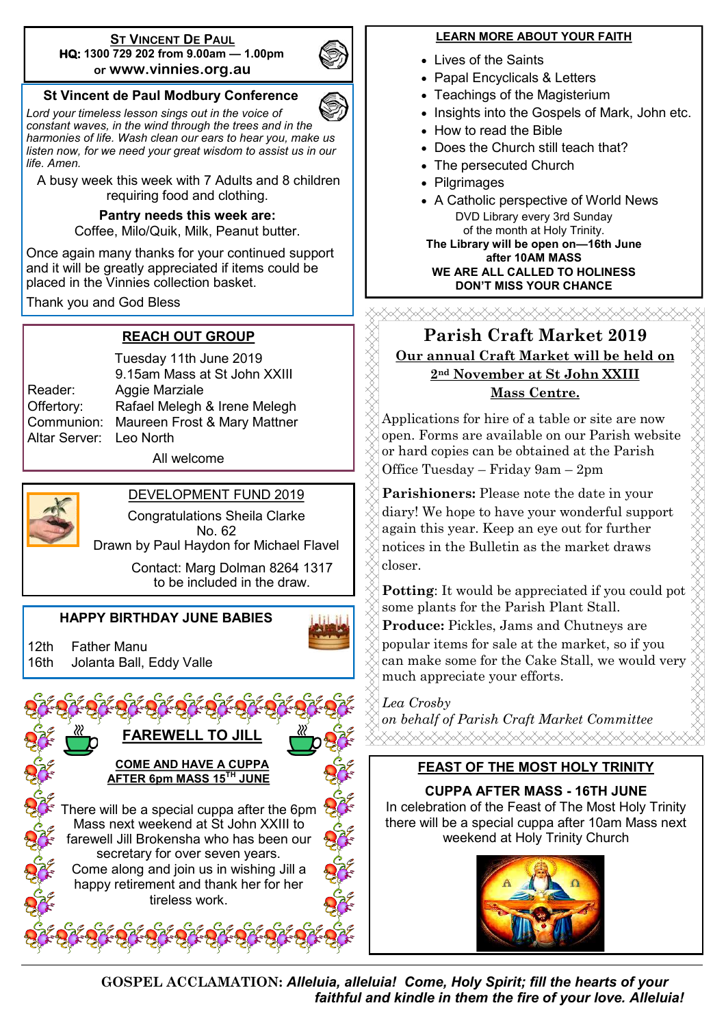## ST VINCENT DE PAUL

**HQ: 1300 729 202 from 9.00am — 1.00pm** or **www.vinnies.org.au**

### St Vincent de Paul Modbury Conference

*Lord your timeless lesson sings out in the voice of constant waves, in the wind through the trees and in the harmonies of life. Wash clean our ears to hear you, make us listen now, for we need your great wisdom to assist us in our life. Amen.*

A busy week this week with 7 Adults and 8 children requiring food and clothing.

**Pantry needs this week are:**
Coffee, Milo/Quik, Milk, Peanut butter.

Once again many thanks for your continued support and it will be greatly appreciated if items could be placed in the Vinnies collection basket.

Thank you and God Bless

## REACH OUT GROUP

Tuesday 11th June 2019
9.15am Mass at St John XXIII

Reader: Aggie Marziale
Offertory: Rafael Melegh & Irene Melegh
Communion: Maureen Frost & Mary Mattner
Altar Server: Leo North

All welcome

## DEVELOPMENT FUND 2019

Congratulations Sheila Clarke
No. 62
Drawn by Paul Haydon for Michael Flavel

Contact: Marg Dolman 8264 1317 to be included in the draw.

## HAPPY BIRTHDAY JUNE BABIES

12th Father Manu
16th Jolanta Ball, Eddy Valle

## FAREWELL TO JILL

**COME AND HAVE A CUPPA AFTER 6pm MASS 15TH JUNE**

There will be a special cuppa after the 6pm Mass next weekend at St John XXIII to farewell Jill Brokensha who has been our secretary for over seven years.
Come along and join us in wishing Jill a happy retirement and thank her for her tireless work.

## LEARN MORE ABOUT YOUR FAITH

- Lives of the Saints
- Papal Encyclicals & Letters
- Teachings of the Magisterium
- Insights into the Gospels of Mark, John etc.
- How to read the Bible
- Does the Church still teach that?
- The persecuted Church
- Pilgrimages
- A Catholic perspective of World News

DVD Library every 3rd Sunday of the month at Holy Trinity.

**The Library will be open on—16th June after 10AM MASS**

**WE ARE ALL CALLED TO HOLINESS**
**DON'T MISS YOUR CHANCE**

## Parish Craft Market 2019

**Our annual Craft Market will be held on 2nd November at St John XXIII Mass Centre.**

Applications for hire of a table or site are now open. Forms are available on our Parish website or hard copies can be obtained at the Parish Office Tuesday – Friday 9am – 2pm

**Parishioners:** Please note the date in your diary! We hope to have your wonderful support again this year. Keep an eye out for further notices in the Bulletin as the market draws closer.

**Potting**: It would be appreciated if you could pot some plants for the Parish Plant Stall.
**Produce:** Pickles, Jams and Chutneys are popular items for sale at the market, so if you can make some for the Cake Stall, we would very much appreciate your efforts.

*Lea Crosby*
*on behalf of Parish Craft Market Committee*

## FEAST OF THE MOST HOLY TRINITY

**CUPPA AFTER MASS - 16TH JUNE**

In celebration of the Feast of The Most Holy Trinity there will be a special cuppa after 10am Mass next weekend at Holy Trinity Church

**GOSPEL ACCLAMATION:** ***Alleluia, alleluia! Come, Holy Spirit; fill the hearts of your faithful and kindle in them the fire of your love. Alleluia!***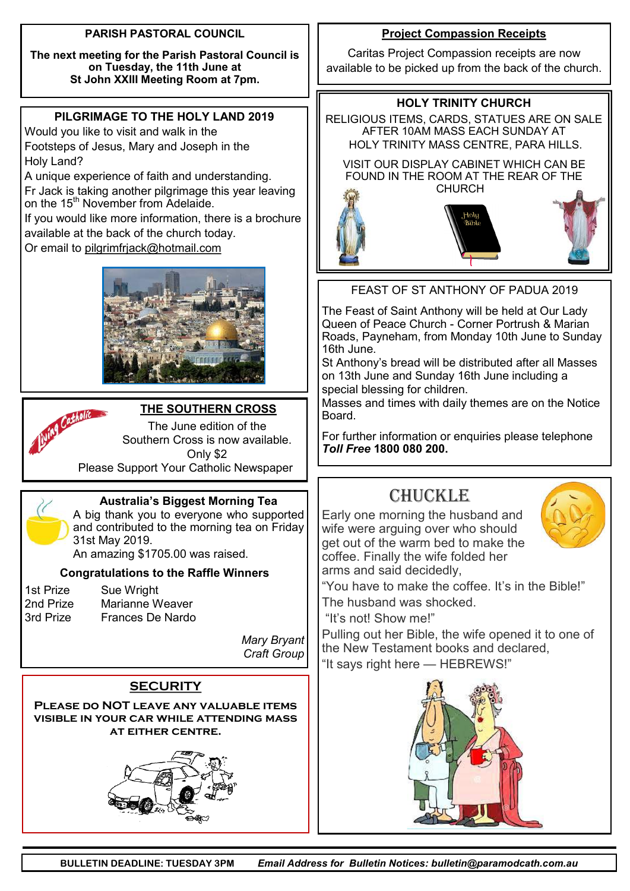## PARISH PASTORAL COUNCIL

**The next meeting for the Parish Pastoral Council is on Tuesday, the 11th June at St John XXIII Meeting Room at 7pm.**

## PILGRIMAGE TO THE HOLY LAND 2019

Would you like to visit and walk in the Footsteps of Jesus, Mary and Joseph in the Holy Land?

A unique experience of faith and understanding.

Fr Jack is taking another pilgrimage this year leaving on the 15th November from Adelaide.

If you would like more information, there is a brochure available at the back of the church today.

Or email to pilgrimfrjack@hotmail.com

## THE SOUTHERN CROSS

The June edition of the Southern Cross is now available.

Only $2

Please Support Your Catholic Newspaper

## Australia's Biggest Morning Tea

A big thank you to everyone who supported and contributed to the morning tea on Friday 31st May 2019.

An amazing $1705.00 was raised.

**Congratulations to the Raffle Winners**

| | |
|---|---|
| 1st Prize | Sue Wright |
| 2nd Prize | Marianne Weaver |
| 3rd Prize | Frances De Nardo |

*Mary Bryant Craft Group*

## SECURITY

**PLEASE DO NOT LEAVE ANY VALUABLE ITEMS VISIBLE IN YOUR CAR WHILE ATTENDING MASS AT EITHER CENTRE.**

## Project Compassion Receipts

Caritas Project Compassion receipts are now available to be picked up from the back of the church.

## HOLY TRINITY CHURCH

RELIGIOUS ITEMS, CARDS, STATUES ARE ON SALE AFTER 10AM MASS EACH SUNDAY AT HOLY TRINITY MASS CENTRE, PARA HILLS.

VISIT OUR DISPLAY CABINET WHICH CAN BE FOUND IN THE ROOM AT THE REAR OF THE CHURCH

## FEAST OF ST ANTHONY OF PADUA 2019

The Feast of Saint Anthony will be held at Our Lady Queen of Peace Church - Corner Portrush & Marian Roads, Payneham, from Monday 10th June to Sunday 16th June.

St Anthony's bread will be distributed after all Masses on 13th June and Sunday 16th June including a special blessing for children.

Masses and times with daily themes are on the Notice Board.

For further information or enquiries please telephone ***Toll Free* 1800 080 200.**

## CHUCKLE

Early one morning the husband and wife were arguing over who should get out of the warm bed to make the coffee. Finally the wife folded her arms and said decidedly,

"You have to make the coffee. It's in the Bible!"

The husband was shocked.

"It's not! Show me!"

Pulling out her Bible, the wife opened it to one of the New Testament books and declared,

"It says right here — HEBREWS!"

**BULLETIN DEADLINE: TUESDAY 3PM** ***Email Address for Bulletin Notices: bulletin@paramodcath.com.au***